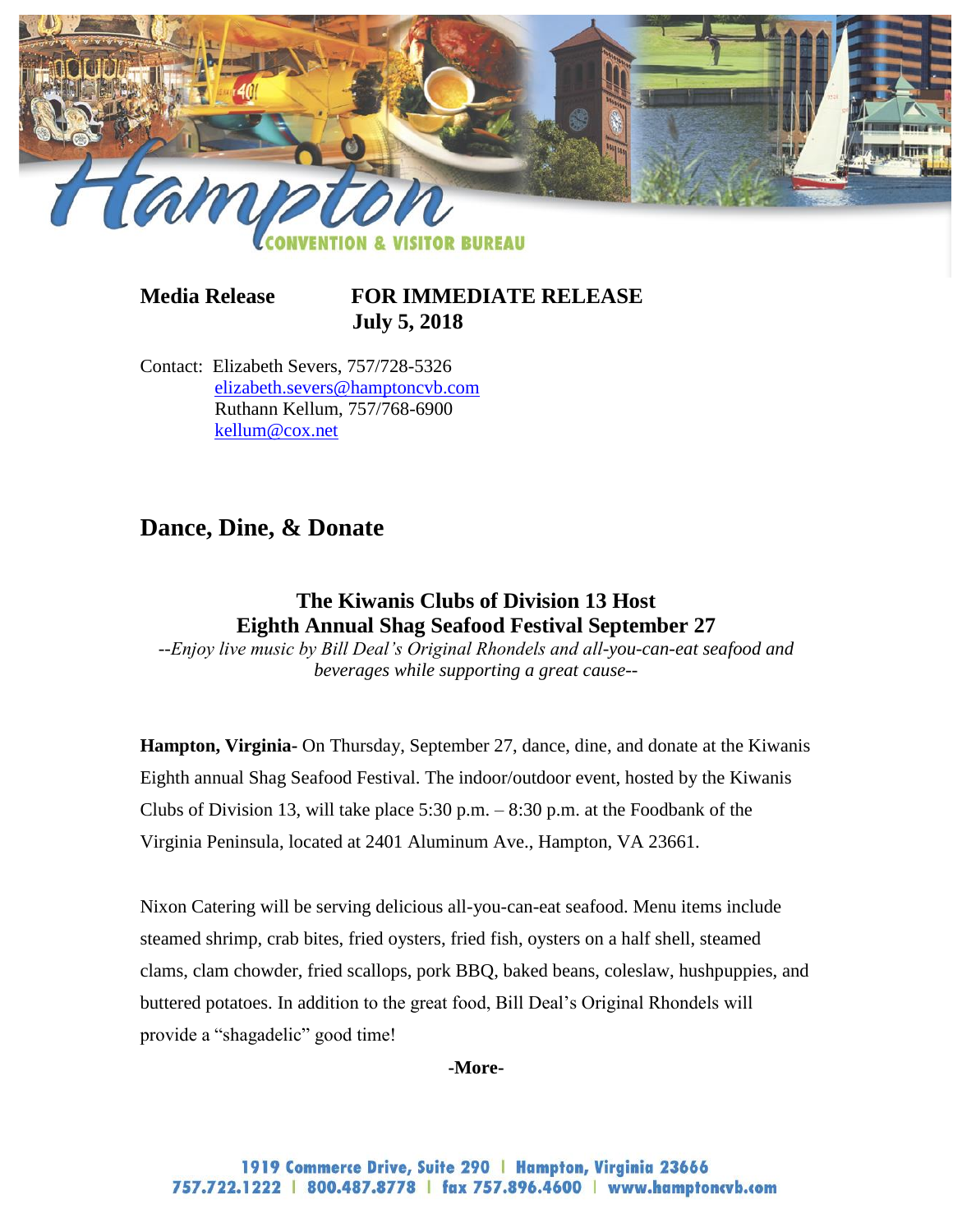Hampton CONVENTION & VISITOR BUREAU

**Media Release** **FOR IMMEDIATE RELEASE**
**July 5, 2018**

Contact: Elizabeth Severs, 757/728-5326
elizabeth.severs@hamptoncvb.com
Ruthann Kellum, 757/768-6900
kellum@cox.net

# Dance, Dine, & Donate

### The Kiwanis Clubs of Division 13 Host Eighth Annual Shag Seafood Festival September 27

*--Enjoy live music by Bill Deal's Original Rhondels and all-you-can-eat seafood and beverages while supporting a great cause--*

**Hampton, Virginia-** On Thursday, September 27, dance, dine, and donate at the Kiwanis Eighth annual Shag Seafood Festival. The indoor/outdoor event, hosted by the Kiwanis Clubs of Division 13, will take place 5:30 p.m. – 8:30 p.m. at the Foodbank of the Virginia Peninsula, located at 2401 Aluminum Ave., Hampton, VA 23661.

Nixon Catering will be serving delicious all-you-can-eat seafood. Menu items include steamed shrimp, crab bites, fried oysters, fried fish, oysters on a half shell, steamed clams, clam chowder, fried scallops, pork BBQ, baked beans, coleslaw, hushpuppies, and buttered potatoes. In addition to the great food, Bill Deal's Original Rhondels will provide a "shagadelic" good time!

**-More-**

1919 Commerce Drive, Suite 290 | Hampton, Virginia 23666
757.722.1222 | 800.487.8778 | fax 757.896.4600 | www.hamptoncvb.com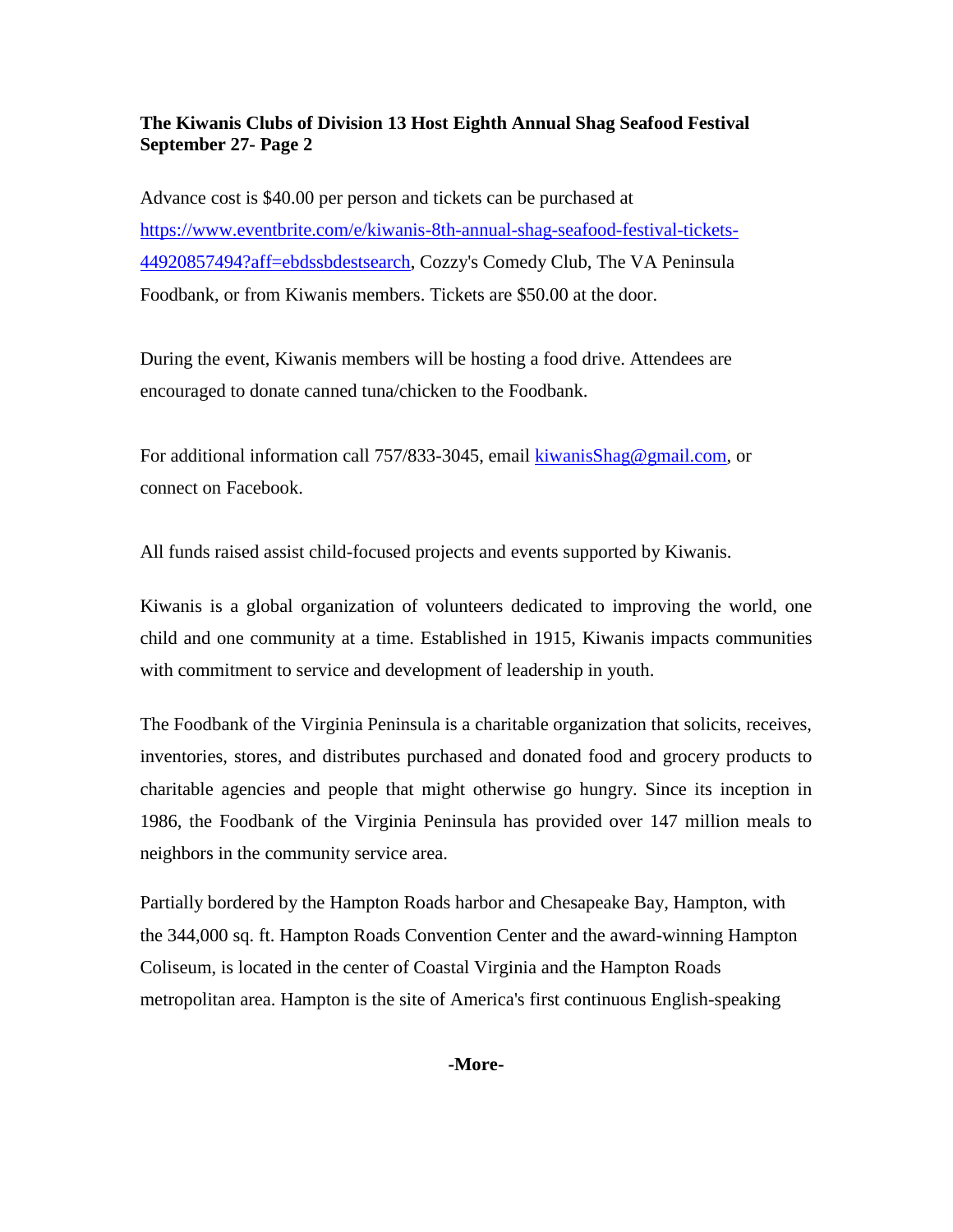**The Kiwanis Clubs of Division 13 Host Eighth Annual Shag Seafood Festival September 27- Page 2**

Advance cost is $40.00 per person and tickets can be purchased at https://www.eventbrite.com/e/kiwanis-8th-annual-shag-seafood-festival-tickets-44920857494?aff=ebdssbdestsearch, Cozzy's Comedy Club, The VA Peninsula Foodbank, or from Kiwanis members. Tickets are $50.00 at the door.

During the event, Kiwanis members will be hosting a food drive. Attendees are encouraged to donate canned tuna/chicken to the Foodbank.

For additional information call 757/833-3045, email kiwanisShag@gmail.com, or connect on Facebook.

All funds raised assist child-focused projects and events supported by Kiwanis.

Kiwanis is a global organization of volunteers dedicated to improving the world, one child and one community at a time. Established in 1915, Kiwanis impacts communities with commitment to service and development of leadership in youth.

The Foodbank of the Virginia Peninsula is a charitable organization that solicits, receives, inventories, stores, and distributes purchased and donated food and grocery products to charitable agencies and people that might otherwise go hungry. Since its inception in 1986, the Foodbank of the Virginia Peninsula has provided over 147 million meals to neighbors in the community service area.

Partially bordered by the Hampton Roads harbor and Chesapeake Bay, Hampton, with the 344,000 sq. ft. Hampton Roads Convention Center and the award-winning Hampton Coliseum, is located in the center of Coastal Virginia and the Hampton Roads metropolitan area. Hampton is the site of America's first continuous English-speaking

**-More-**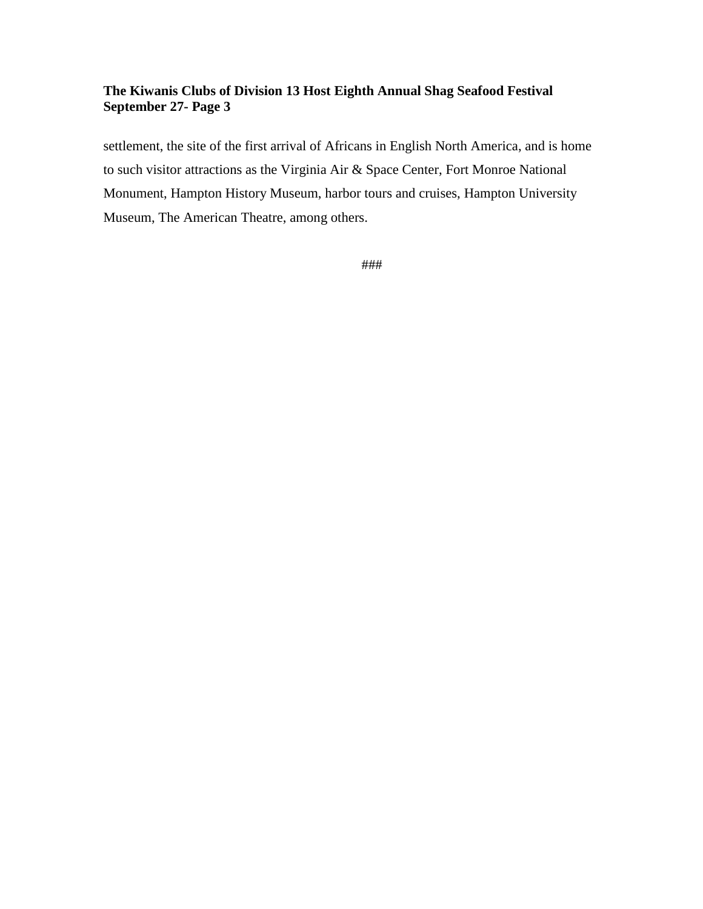settlement, the site of the first arrival of Africans in English North America, and is home to such visitor attractions as the Virginia Air & Space Center, Fort Monroe National Monument, Hampton History Museum, harbor tours and cruises, Hampton University Museum, The American Theatre, among others.

###